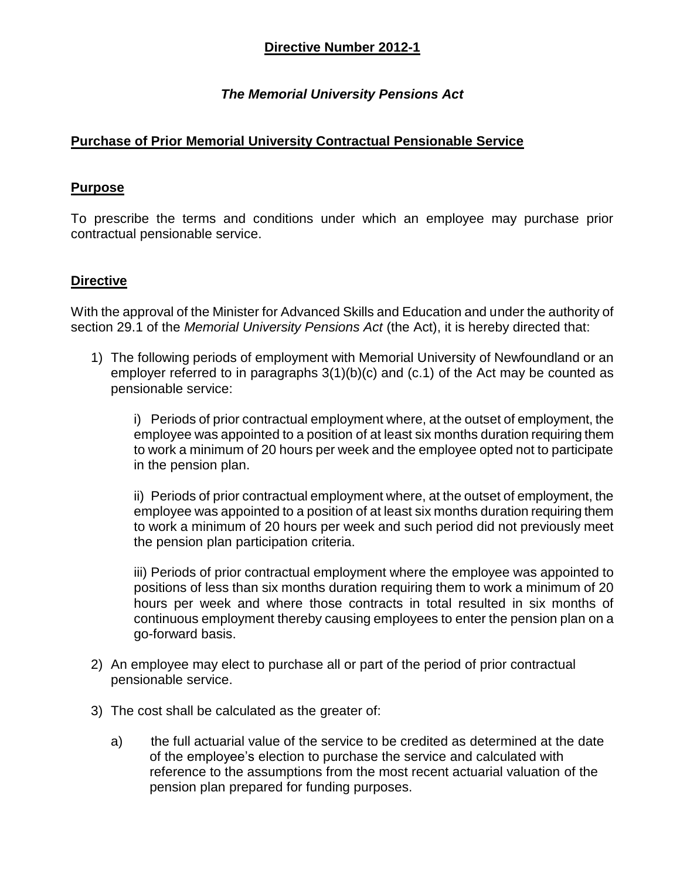# Directive Number 2012-1

## *The Memorial University Pensions Act*

## Purchase of Prior Memorial University Contractual Pensionable Service

### Purpose

To prescribe the terms and conditions under which an employee may purchase prior contractual pensionable service.

### Directive

With the approval of the Minister for Advanced Skills and Education and under the authority of section 29.1 of the *Memorial University Pensions Act* (the Act), it is hereby directed that:

1) The following periods of employment with Memorial University of Newfoundland or an employer referred to in paragraphs 3(1)(b)(c) and (c.1) of the Act may be counted as pensionable service:

   i) Periods of prior contractual employment where, at the outset of employment, the employee was appointed to a position of at least six months duration requiring them to work a minimum of 20 hours per week and the employee opted not to participate in the pension plan.

   ii) Periods of prior contractual employment where, at the outset of employment, the employee was appointed to a position of at least six months duration requiring them to work a minimum of 20 hours per week and such period did not previously meet the pension plan participation criteria.

   iii) Periods of prior contractual employment where the employee was appointed to positions of less than six months duration requiring them to work a minimum of 20 hours per week and where those contracts in total resulted in six months of continuous employment thereby causing employees to enter the pension plan on a go-forward basis.

2) An employee may elect to purchase all or part of the period of prior contractual pensionable service.

3) The cost shall be calculated as the greater of:

   a) the full actuarial value of the service to be credited as determined at the date of the employee's election to purchase the service and calculated with reference to the assumptions from the most recent actuarial valuation of the pension plan prepared for funding purposes.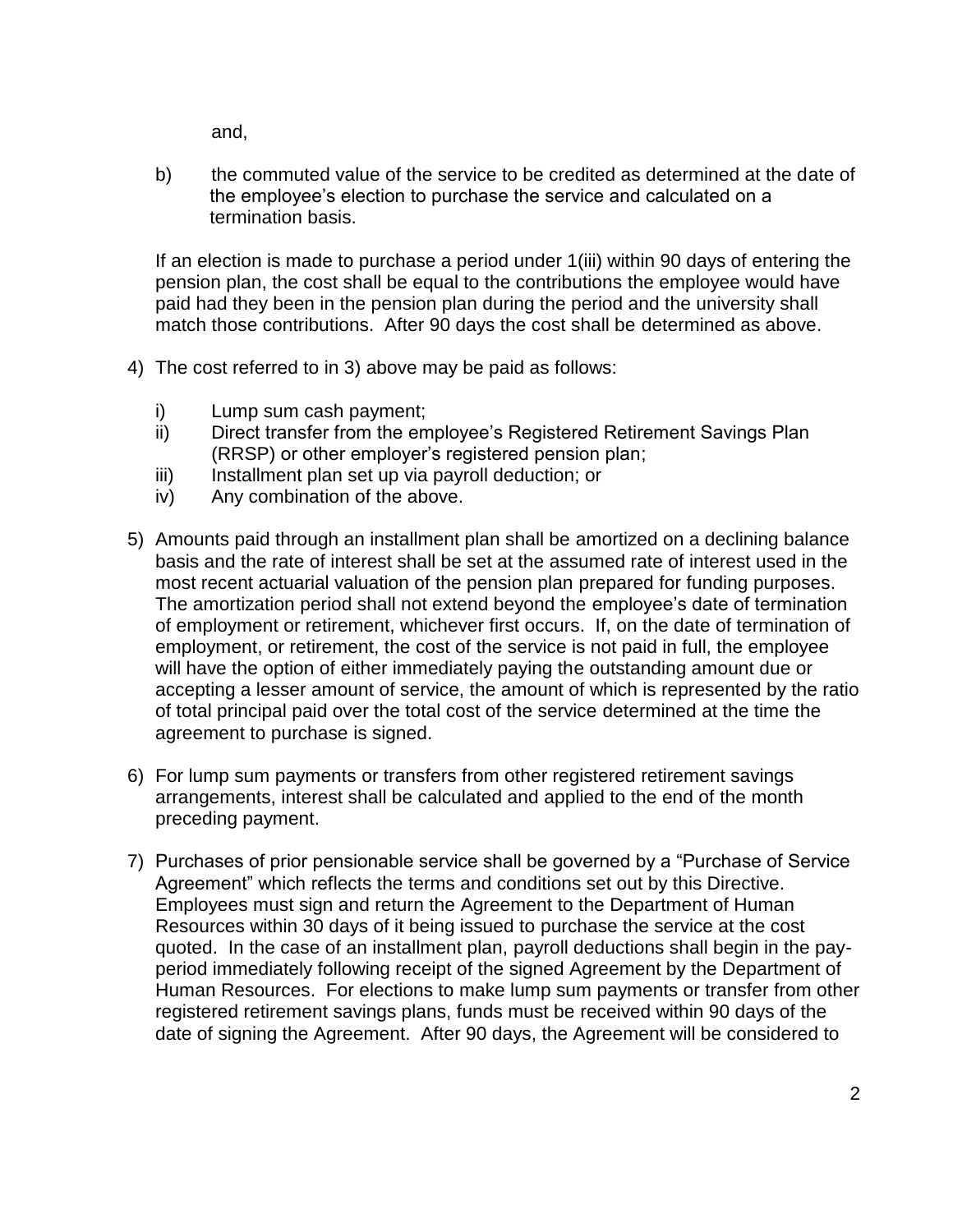and,

b) the commuted value of the service to be credited as determined at the date of the employee's election to purchase the service and calculated on a termination basis.

If an election is made to purchase a period under 1(iii) within 90 days of entering the pension plan, the cost shall be equal to the contributions the employee would have paid had they been in the pension plan during the period and the university shall match those contributions. After 90 days the cost shall be determined as above.

4) The cost referred to in 3) above may be paid as follows:

   i) Lump sum cash payment;
   ii) Direct transfer from the employee's Registered Retirement Savings Plan (RRSP) or other employer's registered pension plan;
   iii) Installment plan set up via payroll deduction; or
   iv) Any combination of the above.

5) Amounts paid through an installment plan shall be amortized on a declining balance basis and the rate of interest shall be set at the assumed rate of interest used in the most recent actuarial valuation of the pension plan prepared for funding purposes. The amortization period shall not extend beyond the employee's date of termination of employment or retirement, whichever first occurs. If, on the date of termination of employment, or retirement, the cost of the service is not paid in full, the employee will have the option of either immediately paying the outstanding amount due or accepting a lesser amount of service, the amount of which is represented by the ratio of total principal paid over the total cost of the service determined at the time the agreement to purchase is signed.

6) For lump sum payments or transfers from other registered retirement savings arrangements, interest shall be calculated and applied to the end of the month preceding payment.

7) Purchases of prior pensionable service shall be governed by a "Purchase of Service Agreement" which reflects the terms and conditions set out by this Directive. Employees must sign and return the Agreement to the Department of Human Resources within 30 days of it being issued to purchase the service at the cost quoted. In the case of an installment plan, payroll deductions shall begin in the pay-period immediately following receipt of the signed Agreement by the Department of Human Resources. For elections to make lump sum payments or transfer from other registered retirement savings plans, funds must be received within 90 days of the date of signing the Agreement. After 90 days, the Agreement will be considered to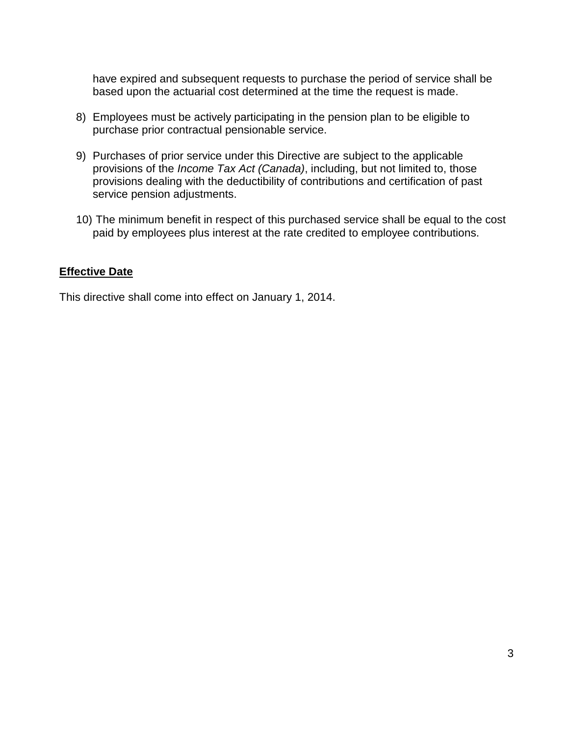have expired and subsequent requests to purchase the period of service shall be based upon the actuarial cost determined at the time the request is made.

8) Employees must be actively participating in the pension plan to be eligible to purchase prior contractual pensionable service.

9) Purchases of prior service under this Directive are subject to the applicable provisions of the *Income Tax Act (Canada)*, including, but not limited to, those provisions dealing with the deductibility of contributions and certification of past service pension adjustments.

10) The minimum benefit in respect of this purchased service shall be equal to the cost paid by employees plus interest at the rate credited to employee contributions.

## **Effective Date**

This directive shall come into effect on January 1, 2014.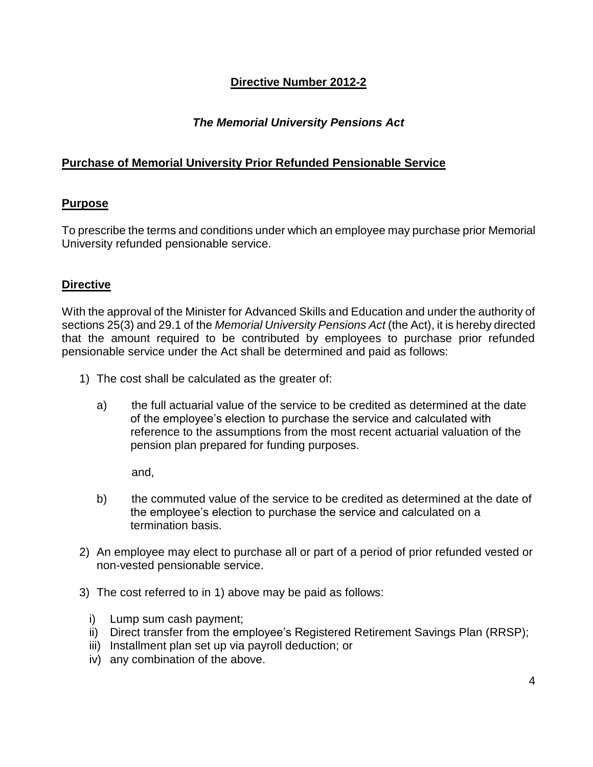## **Directive Number 2012-2**

### ***The Memorial University Pensions Act***

### **Purchase of Memorial University Prior Refunded Pensionable Service**

### **Purpose**

To prescribe the terms and conditions under which an employee may purchase prior Memorial University refunded pensionable service.

### **Directive**

With the approval of the Minister for Advanced Skills and Education and under the authority of sections 25(3) and 29.1 of the *Memorial University Pensions Act* (the Act), it is hereby directed that the amount required to be contributed by employees to purchase prior refunded pensionable service under the Act shall be determined and paid as follows:

1) The cost shall be calculated as the greater of:

   a) the full actuarial value of the service to be credited as determined at the date of the employee's election to purchase the service and calculated with reference to the assumptions from the most recent actuarial valuation of the pension plan prepared for funding purposes.

   and,

   b) the commuted value of the service to be credited as determined at the date of the employee's election to purchase the service and calculated on a termination basis.

2) An employee may elect to purchase all or part of a period of prior refunded vested or non-vested pensionable service.

3) The cost referred to in 1) above may be paid as follows:

   i) Lump sum cash payment;
   ii) Direct transfer from the employee's Registered Retirement Savings Plan (RRSP);
   iii) Installment plan set up via payroll deduction; or
   iv) any combination of the above.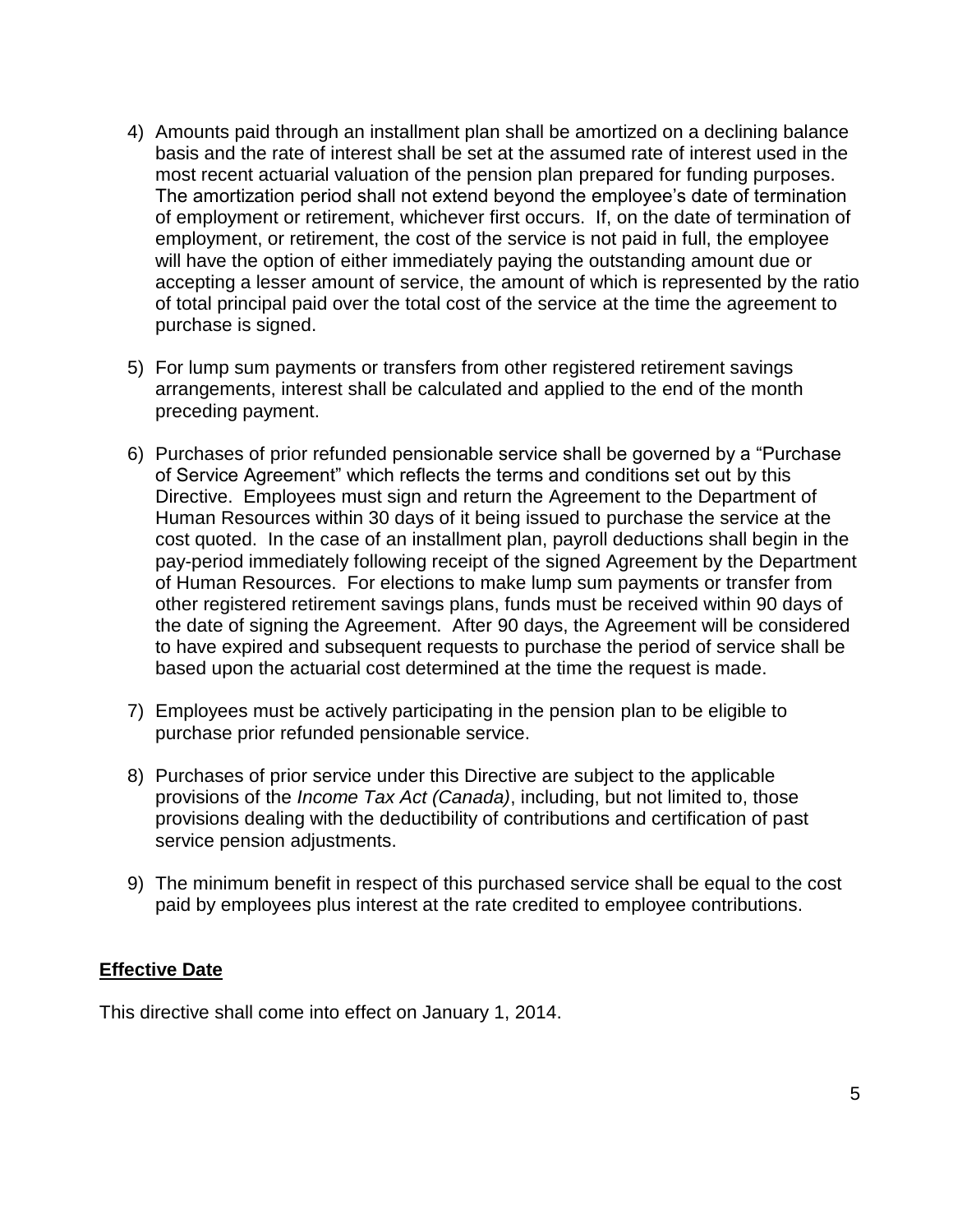4) Amounts paid through an installment plan shall be amortized on a declining balance basis and the rate of interest shall be set at the assumed rate of interest used in the most recent actuarial valuation of the pension plan prepared for funding purposes. The amortization period shall not extend beyond the employee's date of termination of employment or retirement, whichever first occurs. If, on the date of termination of employment, or retirement, the cost of the service is not paid in full, the employee will have the option of either immediately paying the outstanding amount due or accepting a lesser amount of service, the amount of which is represented by the ratio of total principal paid over the total cost of the service at the time the agreement to purchase is signed.

5) For lump sum payments or transfers from other registered retirement savings arrangements, interest shall be calculated and applied to the end of the month preceding payment.

6) Purchases of prior refunded pensionable service shall be governed by a "Purchase of Service Agreement" which reflects the terms and conditions set out by this Directive. Employees must sign and return the Agreement to the Department of Human Resources within 30 days of it being issued to purchase the service at the cost quoted. In the case of an installment plan, payroll deductions shall begin in the pay-period immediately following receipt of the signed Agreement by the Department of Human Resources. For elections to make lump sum payments or transfer from other registered retirement savings plans, funds must be received within 90 days of the date of signing the Agreement. After 90 days, the Agreement will be considered to have expired and subsequent requests to purchase the period of service shall be based upon the actuarial cost determined at the time the request is made.

7) Employees must be actively participating in the pension plan to be eligible to purchase prior refunded pensionable service.

8) Purchases of prior service under this Directive are subject to the applicable provisions of the *Income Tax Act (Canada)*, including, but not limited to, those provisions dealing with the deductibility of contributions and certification of past service pension adjustments.

9) The minimum benefit in respect of this purchased service shall be equal to the cost paid by employees plus interest at the rate credited to employee contributions.

**Effective Date**

This directive shall come into effect on January 1, 2014.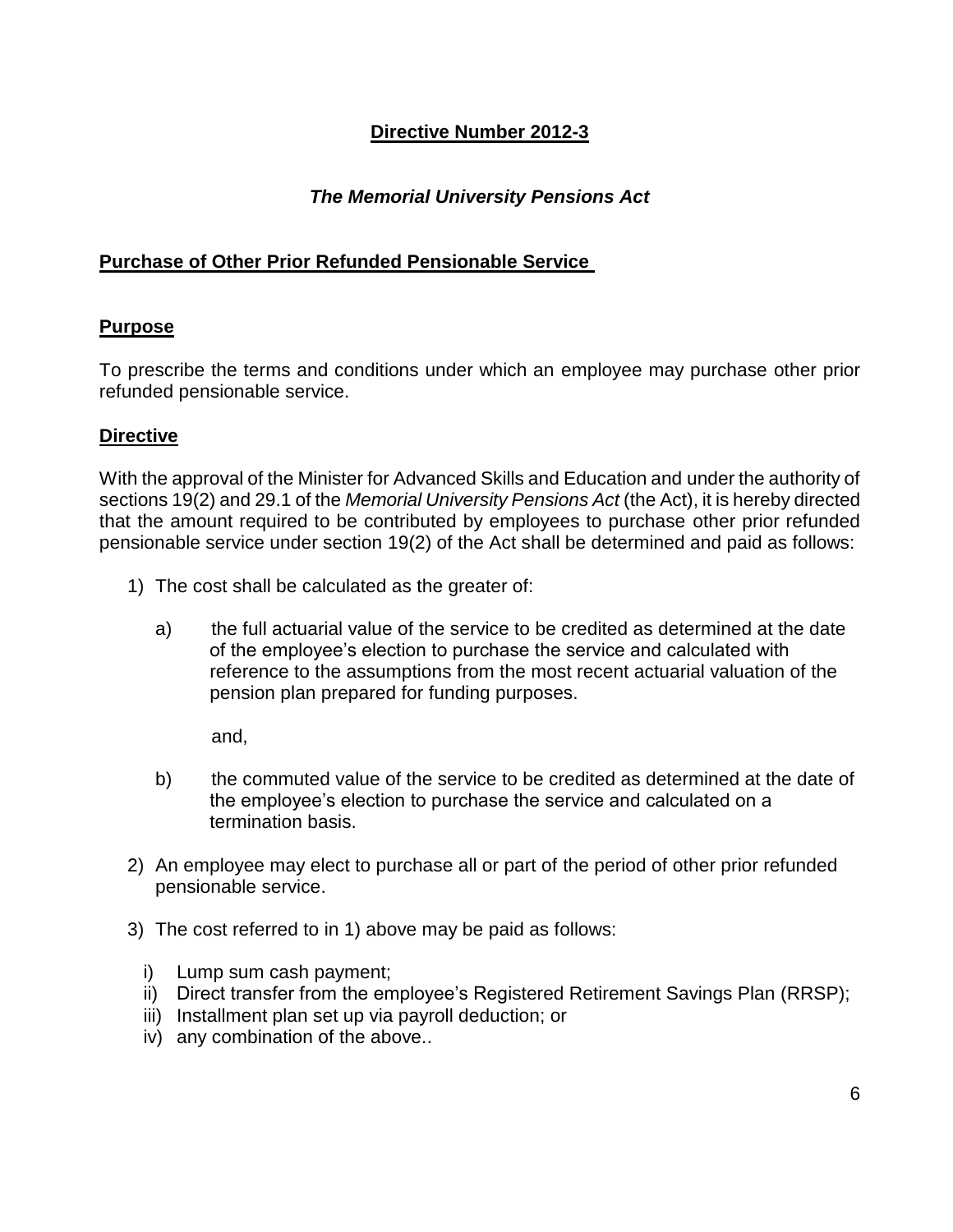**Directive Number 2012-3**

***The Memorial University Pensions Act***

**Purchase of Other Prior Refunded Pensionable Service**

**Purpose**

To prescribe the terms and conditions under which an employee may purchase other prior refunded pensionable service.

**Directive**

With the approval of the Minister for Advanced Skills and Education and under the authority of sections 19(2) and 29.1 of the *Memorial University Pensions Act* (the Act), it is hereby directed that the amount required to be contributed by employees to purchase other prior refunded pensionable service under section 19(2) of the Act shall be determined and paid as follows:

1) The cost shall be calculated as the greater of:

   a) the full actuarial value of the service to be credited as determined at the date of the employee's election to purchase the service and calculated with reference to the assumptions from the most recent actuarial valuation of the pension plan prepared for funding purposes.

   and,

   b) the commuted value of the service to be credited as determined at the date of the employee's election to purchase the service and calculated on a termination basis.

2) An employee may elect to purchase all or part of the period of other prior refunded pensionable service.

3) The cost referred to in 1) above may be paid as follows:

   i) Lump sum cash payment;
   ii) Direct transfer from the employee's Registered Retirement Savings Plan (RRSP);
   iii) Installment plan set up via payroll deduction; or
   iv) any combination of the above..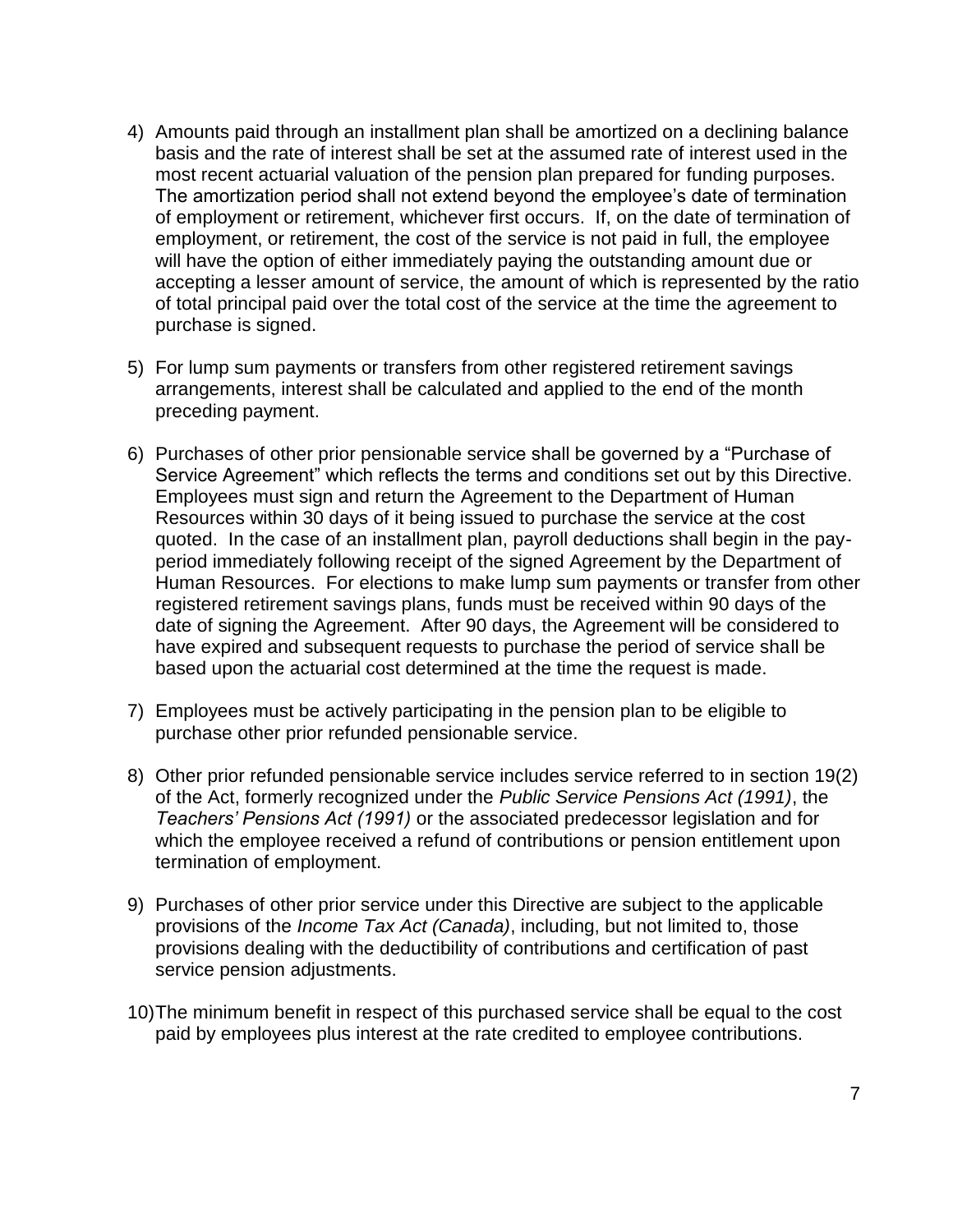4) Amounts paid through an installment plan shall be amortized on a declining balance basis and the rate of interest shall be set at the assumed rate of interest used in the most recent actuarial valuation of the pension plan prepared for funding purposes. The amortization period shall not extend beyond the employee's date of termination of employment or retirement, whichever first occurs. If, on the date of termination of employment, or retirement, the cost of the service is not paid in full, the employee will have the option of either immediately paying the outstanding amount due or accepting a lesser amount of service, the amount of which is represented by the ratio of total principal paid over the total cost of the service at the time the agreement to purchase is signed.

5) For lump sum payments or transfers from other registered retirement savings arrangements, interest shall be calculated and applied to the end of the month preceding payment.

6) Purchases of other prior pensionable service shall be governed by a "Purchase of Service Agreement" which reflects the terms and conditions set out by this Directive. Employees must sign and return the Agreement to the Department of Human Resources within 30 days of it being issued to purchase the service at the cost quoted. In the case of an installment plan, payroll deductions shall begin in the pay-period immediately following receipt of the signed Agreement by the Department of Human Resources. For elections to make lump sum payments or transfer from other registered retirement savings plans, funds must be received within 90 days of the date of signing the Agreement. After 90 days, the Agreement will be considered to have expired and subsequent requests to purchase the period of service shall be based upon the actuarial cost determined at the time the request is made.

7) Employees must be actively participating in the pension plan to be eligible to purchase other prior refunded pensionable service.

8) Other prior refunded pensionable service includes service referred to in section 19(2) of the Act, formerly recognized under the *Public Service Pensions Act (1991)*, the *Teachers' Pensions Act (1991)* or the associated predecessor legislation and for which the employee received a refund of contributions or pension entitlement upon termination of employment.

9) Purchases of other prior service under this Directive are subject to the applicable provisions of the *Income Tax Act (Canada)*, including, but not limited to, those provisions dealing with the deductibility of contributions and certification of past service pension adjustments.

10) The minimum benefit in respect of this purchased service shall be equal to the cost paid by employees plus interest at the rate credited to employee contributions.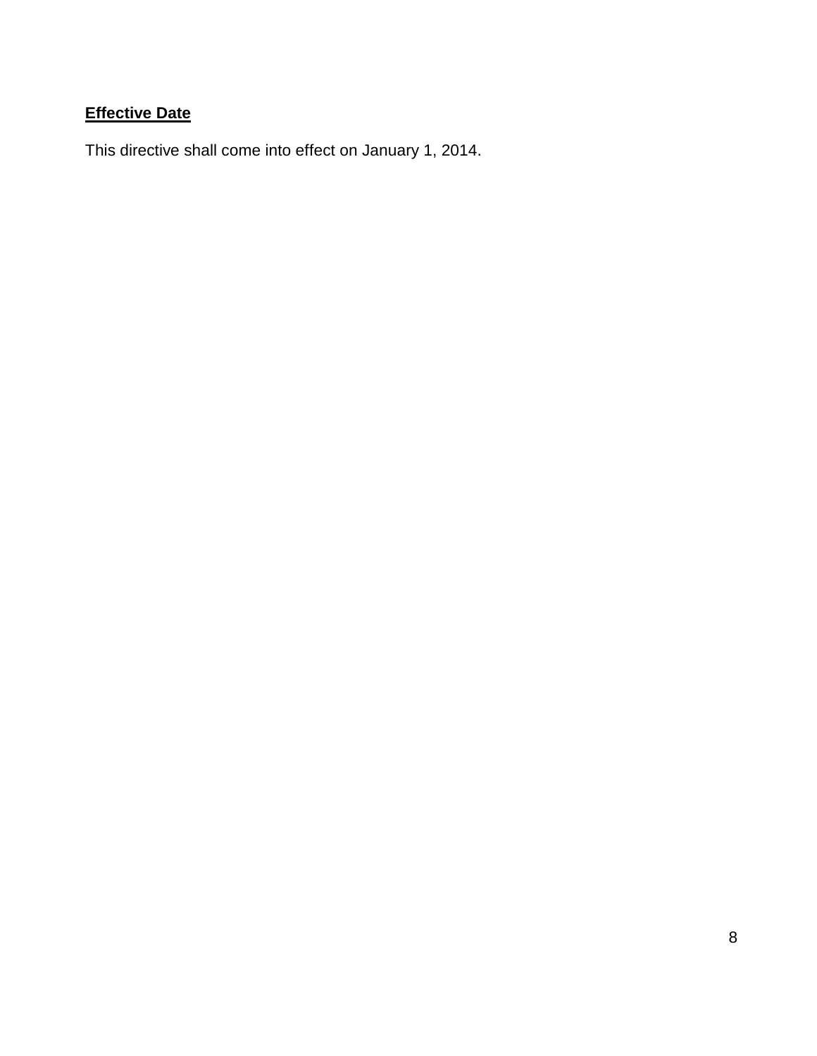**Effective Date**

This directive shall come into effect on January 1, 2014.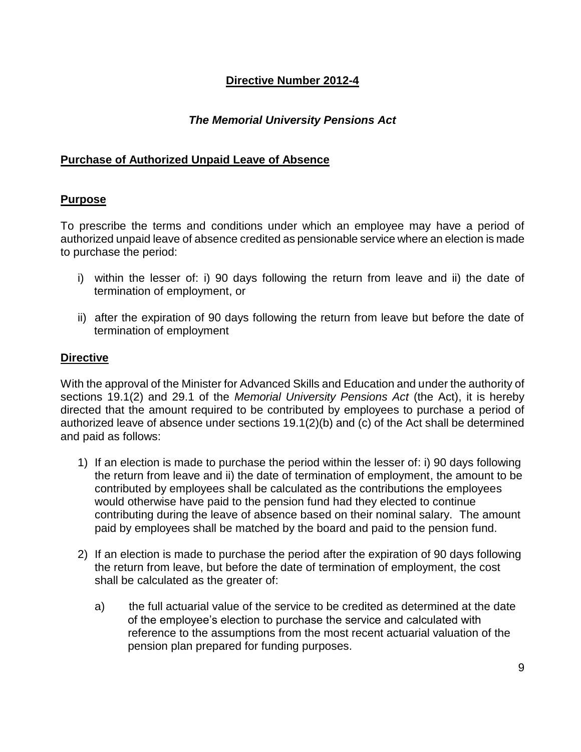**Directive Number 2012-4**

***The Memorial University Pensions Act***

**Purchase of Authorized Unpaid Leave of Absence**

**Purpose**

To prescribe the terms and conditions under which an employee may have a period of authorized unpaid leave of absence credited as pensionable service where an election is made to purchase the period:

i) within the lesser of: i) 90 days following the return from leave and ii) the date of termination of employment, or

ii) after the expiration of 90 days following the return from leave but before the date of termination of employment

**Directive**

With the approval of the Minister for Advanced Skills and Education and under the authority of sections 19.1(2) and 29.1 of the *Memorial University Pensions Act* (the Act), it is hereby directed that the amount required to be contributed by employees to purchase a period of authorized leave of absence under sections 19.1(2)(b) and (c) of the Act shall be determined and paid as follows:

1) If an election is made to purchase the period within the lesser of: i) 90 days following the return from leave and ii) the date of termination of employment, the amount to be contributed by employees shall be calculated as the contributions the employees would otherwise have paid to the pension fund had they elected to continue contributing during the leave of absence based on their nominal salary. The amount paid by employees shall be matched by the board and paid to the pension fund.

2) If an election is made to purchase the period after the expiration of 90 days following the return from leave, but before the date of termination of employment, the cost shall be calculated as the greater of:

   a) the full actuarial value of the service to be credited as determined at the date of the employee's election to purchase the service and calculated with reference to the assumptions from the most recent actuarial valuation of the pension plan prepared for funding purposes.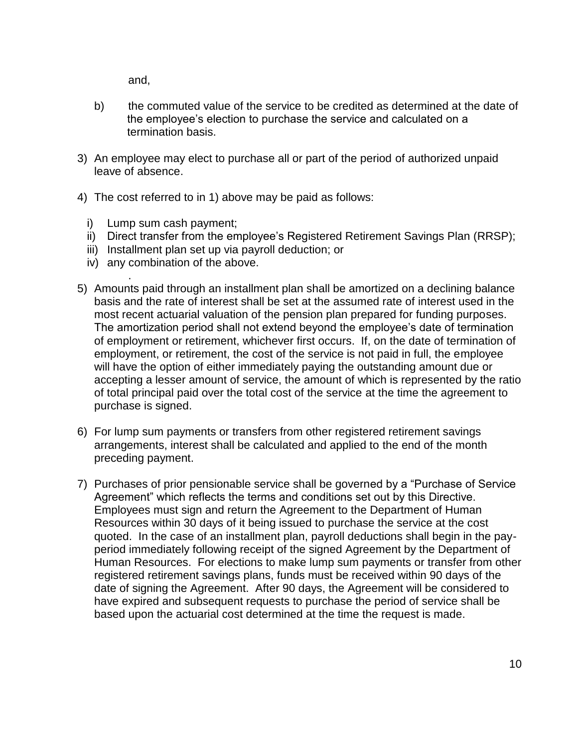and,

b) the commuted value of the service to be credited as determined at the date of the employee's election to purchase the service and calculated on a termination basis.

3) An employee may elect to purchase all or part of the period of authorized unpaid leave of absence.

4) The cost referred to in 1) above may be paid as follows:

   i) Lump sum cash payment;
   ii) Direct transfer from the employee's Registered Retirement Savings Plan (RRSP);
   iii) Installment plan set up via payroll deduction; or
   iv) any combination of the above.

5) Amounts paid through an installment plan shall be amortized on a declining balance basis and the rate of interest shall be set at the assumed rate of interest used in the most recent actuarial valuation of the pension plan prepared for funding purposes. The amortization period shall not extend beyond the employee's date of termination of employment or retirement, whichever first occurs. If, on the date of termination of employment, or retirement, the cost of the service is not paid in full, the employee will have the option of either immediately paying the outstanding amount due or accepting a lesser amount of service, the amount of which is represented by the ratio of total principal paid over the total cost of the service at the time the agreement to purchase is signed.

6) For lump sum payments or transfers from other registered retirement savings arrangements, interest shall be calculated and applied to the end of the month preceding payment.

7) Purchases of prior pensionable service shall be governed by a "Purchase of Service Agreement" which reflects the terms and conditions set out by this Directive. Employees must sign and return the Agreement to the Department of Human Resources within 30 days of it being issued to purchase the service at the cost quoted. In the case of an installment plan, payroll deductions shall begin in the pay-period immediately following receipt of the signed Agreement by the Department of Human Resources. For elections to make lump sum payments or transfer from other registered retirement savings plans, funds must be received within 90 days of the date of signing the Agreement. After 90 days, the Agreement will be considered to have expired and subsequent requests to purchase the period of service shall be based upon the actuarial cost determined at the time the request is made.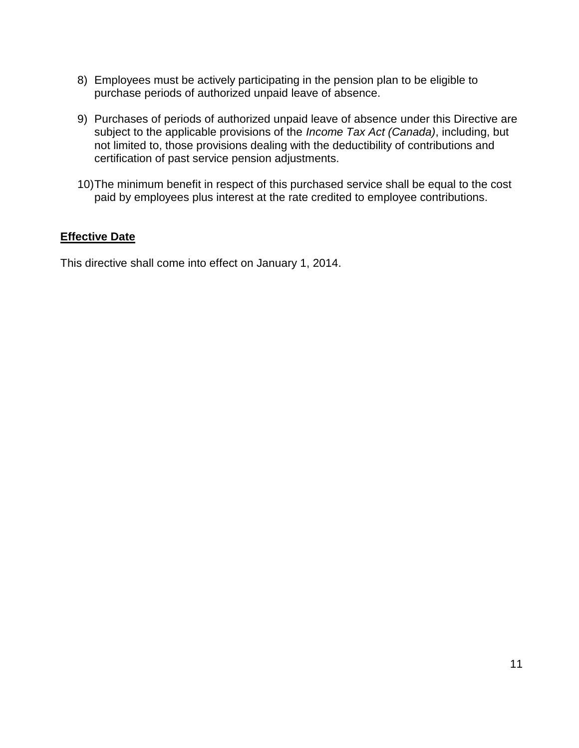8) Employees must be actively participating in the pension plan to be eligible to purchase periods of authorized unpaid leave of absence.

9) Purchases of periods of authorized unpaid leave of absence under this Directive are subject to the applicable provisions of the *Income Tax Act (Canada)*, including, but not limited to, those provisions dealing with the deductibility of contributions and certification of past service pension adjustments.

10) The minimum benefit in respect of this purchased service shall be equal to the cost paid by employees plus interest at the rate credited to employee contributions.

**Effective Date**

This directive shall come into effect on January 1, 2014.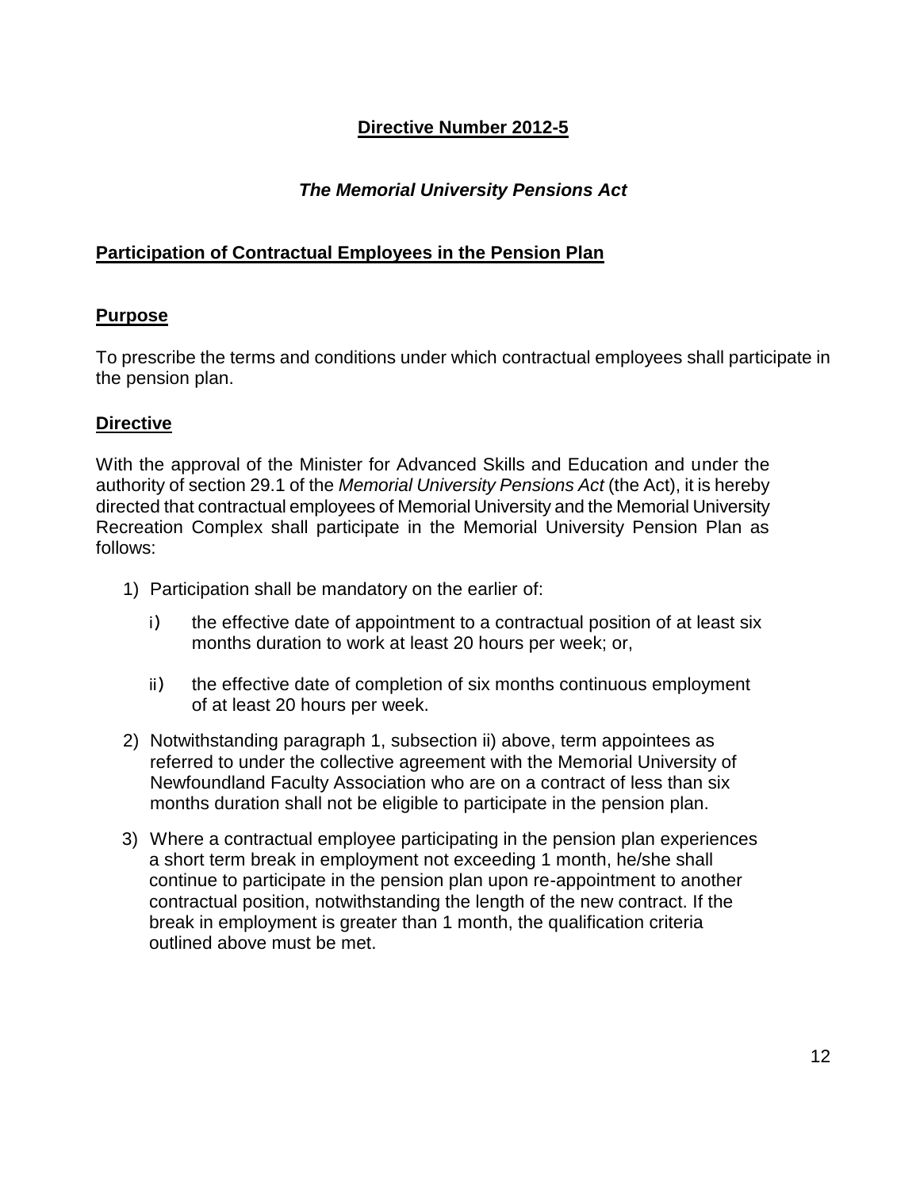## **Directive Number 2012-5**

### ***The Memorial University Pensions Act***

**Participation of Contractual Employees in the Pension Plan**

**Purpose**

To prescribe the terms and conditions under which contractual employees shall participate in the pension plan.

**Directive**

With the approval of the Minister for Advanced Skills and Education and under the authority of section 29.1 of the *Memorial University Pensions Act* (the Act), it is hereby directed that contractual employees of Memorial University and the Memorial University Recreation Complex shall participate in the Memorial University Pension Plan as follows:

1) Participation shall be mandatory on the earlier of:

   i) the effective date of appointment to a contractual position of at least six months duration to work at least 20 hours per week; or,

   ii) the effective date of completion of six months continuous employment of at least 20 hours per week.

2) Notwithstanding paragraph 1, subsection ii) above, term appointees as referred to under the collective agreement with the Memorial University of Newfoundland Faculty Association who are on a contract of less than six months duration shall not be eligible to participate in the pension plan.

3) Where a contractual employee participating in the pension plan experiences a short term break in employment not exceeding 1 month, he/she shall continue to participate in the pension plan upon re-appointment to another contractual position, notwithstanding the length of the new contract. If the break in employment is greater than 1 month, the qualification criteria outlined above must be met.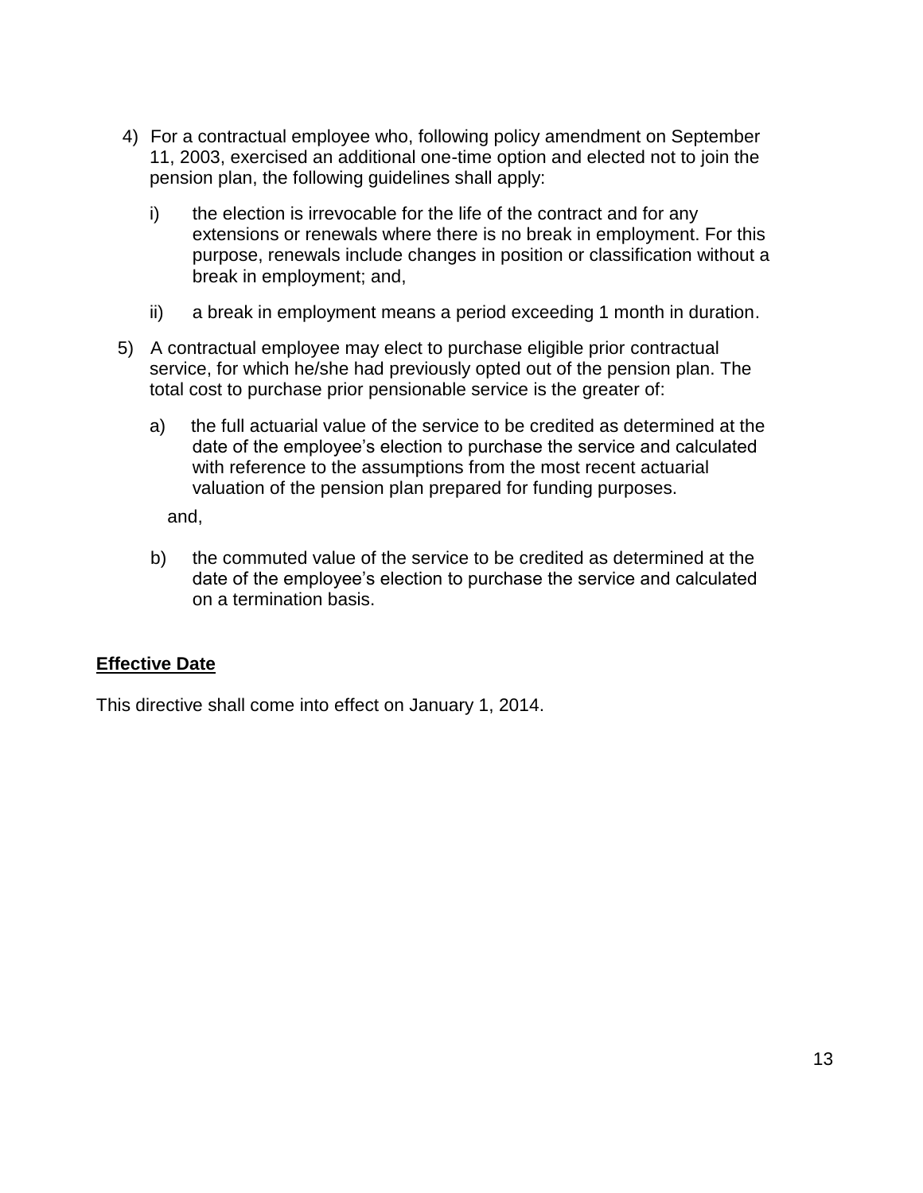4) For a contractual employee who, following policy amendment on September 11, 2003, exercised an additional one-time option and elected not to join the pension plan, the following guidelines shall apply:

   i) the election is irrevocable for the life of the contract and for any extensions or renewals where there is no break in employment. For this purpose, renewals include changes in position or classification without a break in employment; and,

   ii) a break in employment means a period exceeding 1 month in duration.

5) A contractual employee may elect to purchase eligible prior contractual service, for which he/she had previously opted out of the pension plan. The total cost to purchase prior pensionable service is the greater of:

   a) the full actuarial value of the service to be credited as determined at the date of the employee's election to purchase the service and calculated with reference to the assumptions from the most recent actuarial valuation of the pension plan prepared for funding purposes.

   and,

   b) the commuted value of the service to be credited as determined at the date of the employee's election to purchase the service and calculated on a termination basis.

**Effective Date**

This directive shall come into effect on January 1, 2014.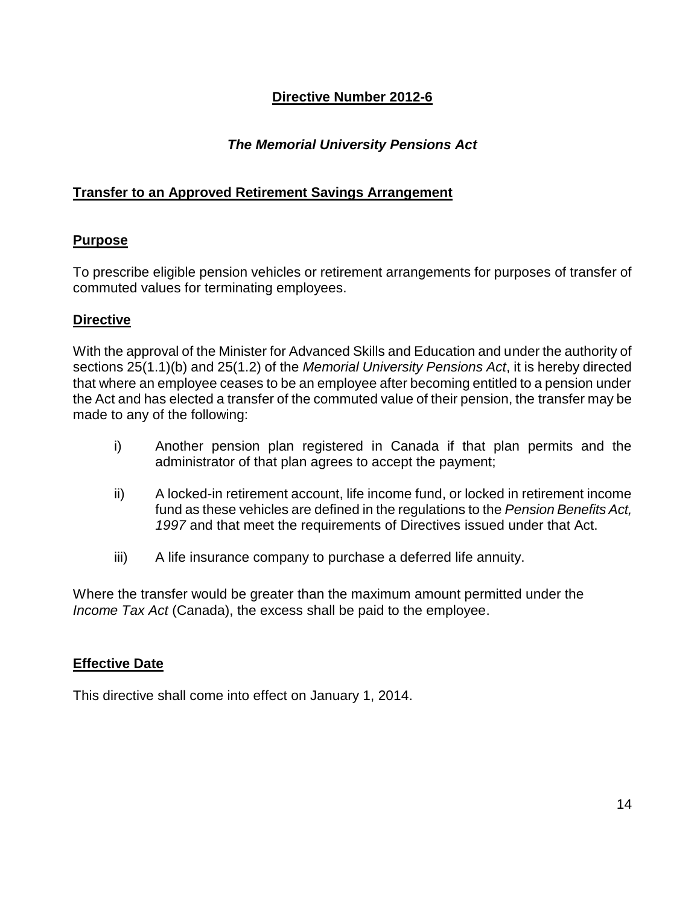## **Directive Number 2012-6**

### ***The Memorial University Pensions Act***

**Transfer to an Approved Retirement Savings Arrangement**

**Purpose**

To prescribe eligible pension vehicles or retirement arrangements for purposes of transfer of commuted values for terminating employees.

**Directive**

With the approval of the Minister for Advanced Skills and Education and under the authority of sections 25(1.1)(b) and 25(1.2) of the *Memorial University Pensions Act*, it is hereby directed that where an employee ceases to be an employee after becoming entitled to a pension under the Act and has elected a transfer of the commuted value of their pension, the transfer may be made to any of the following:

- i) Another pension plan registered in Canada if that plan permits and the administrator of that plan agrees to accept the payment;
- ii) A locked-in retirement account, life income fund, or locked in retirement income fund as these vehicles are defined in the regulations to the *Pension Benefits Act, 1997* and that meet the requirements of Directives issued under that Act.
- iii) A life insurance company to purchase a deferred life annuity.

Where the transfer would be greater than the maximum amount permitted under the *Income Tax Act* (Canada), the excess shall be paid to the employee.

**Effective Date**

This directive shall come into effect on January 1, 2014.